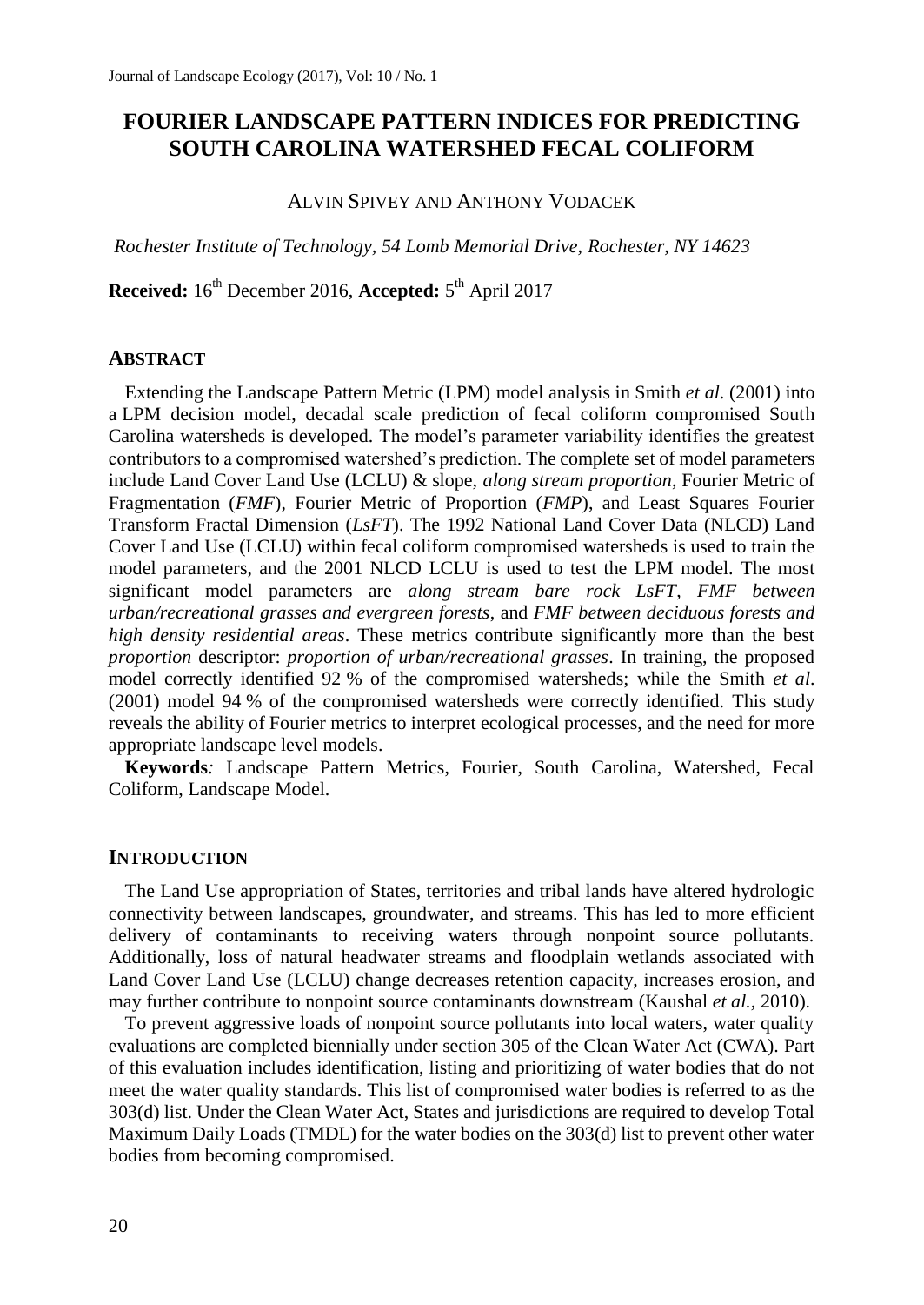# FOURIER LANDSCAPE PATTERN INDICES FOR PREDICTING SOUTH CAROLINA WATERSHED FECAL COLIFORM

ALVIN SPIVEY AND ANTHONY VODACEK

*Rochester Institute of Technology, 54 Lomb Memorial Drive, Rochester, NY 14623*

**Received:** 16th December 2016, **Accepted:** 5th April 2017

## ABSTRACT

Extending the Landscape Pattern Metric (LPM) model analysis in Smith *et al*. (2001) into a LPM decision model, decadal scale prediction of fecal coliform compromised South Carolina watersheds is developed. The model's parameter variability identifies the greatest contributors to a compromised watershed's prediction. The complete set of model parameters include Land Cover Land Use (LCLU) & slope, *along stream proportion*, Fourier Metric of Fragmentation (*FMF*), Fourier Metric of Proportion (*FMP*), and Least Squares Fourier Transform Fractal Dimension (*LsFT*). The 1992 National Land Cover Data (NLCD) Land Cover Land Use (LCLU) within fecal coliform compromised watersheds is used to train the model parameters, and the 2001 NLCD LCLU is used to test the LPM model. The most significant model parameters are *along stream bare rock LsFT*, *FMF between urban/recreational grasses and evergreen forests*, and *FMF between deciduous forests and high density residential areas*. These metrics contribute significantly more than the best *proportion* descriptor: *proportion of urban/recreational grasses*. In training, the proposed model correctly identified 92 % of the compromised watersheds; while the Smith *et al*. (2001) model 94 % of the compromised watersheds were correctly identified. This study reveals the ability of Fourier metrics to interpret ecological processes, and the need for more appropriate landscape level models.

**Keywords***:* Landscape Pattern Metrics, Fourier, South Carolina, Watershed, Fecal Coliform, Landscape Model.

## INTRODUCTION

The Land Use appropriation of States, territories and tribal lands have altered hydrologic connectivity between landscapes, groundwater, and streams. This has led to more efficient delivery of contaminants to receiving waters through nonpoint source pollutants. Additionally, loss of natural headwater streams and floodplain wetlands associated with Land Cover Land Use (LCLU) change decreases retention capacity, increases erosion, and may further contribute to nonpoint source contaminants downstream (Kaushal *et al.*, 2010).

To prevent aggressive loads of nonpoint source pollutants into local waters, water quality evaluations are completed biennially under section 305 of the Clean Water Act (CWA). Part of this evaluation includes identification, listing and prioritizing of water bodies that do not meet the water quality standards. This list of compromised water bodies is referred to as the 303(d) list. Under the Clean Water Act, States and jurisdictions are required to develop Total Maximum Daily Loads (TMDL) for the water bodies on the 303(d) list to prevent other water bodies from becoming compromised.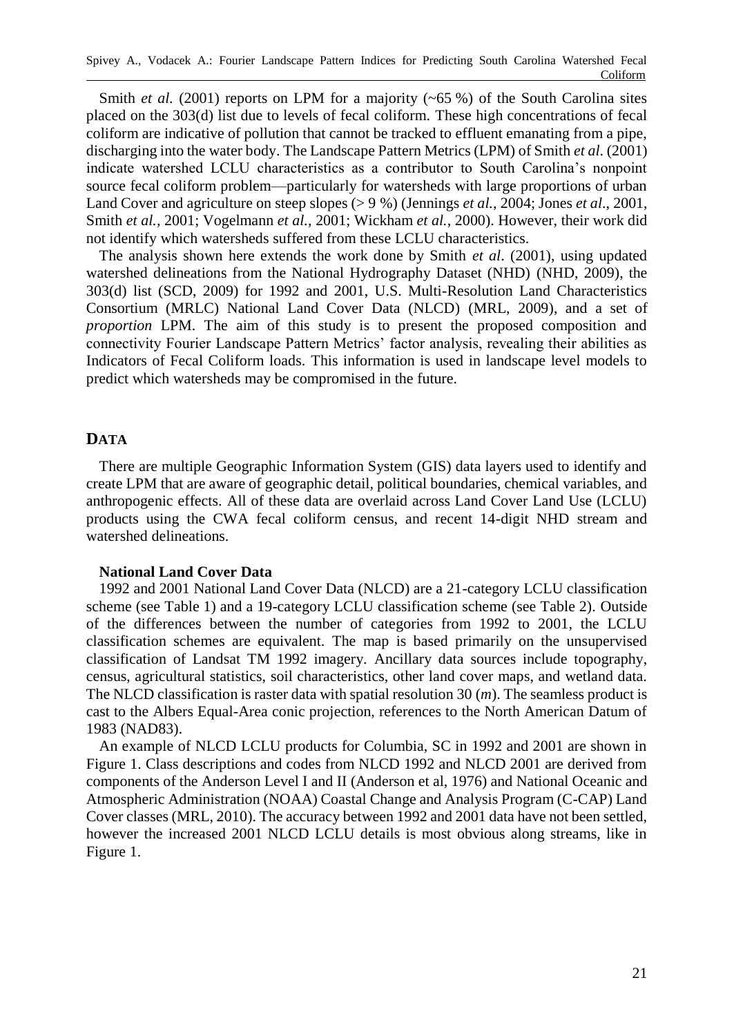Smith *et al.* (2001) reports on LPM for a majority (~65 %) of the South Carolina sites placed on the 303(d) list due to levels of fecal coliform. These high concentrations of fecal coliform are indicative of pollution that cannot be tracked to effluent emanating from a pipe, discharging into the water body. The Landscape Pattern Metrics (LPM) of Smith *et al.* (2001) indicate watershed LCLU characteristics as a contributor to South Carolina's nonpoint source fecal coliform problem—particularly for watersheds with large proportions of urban Land Cover and agriculture on steep slopes (> 9 %) (Jennings *et al.*, 2004; Jones *et al*., 2001, Smith *et al.*, 2001; Vogelmann *et al.*, 2001; Wickham *et al.*, 2000). However, their work did not identify which watersheds suffered from these LCLU characteristics.

The analysis shown here extends the work done by Smith *et al*. (2001), using updated watershed delineations from the National Hydrography Dataset (NHD) (NHD, 2009), the 303(d) list (SCD, 2009) for 1992 and 2001, U.S. Multi-Resolution Land Characteristics Consortium (MRLC) National Land Cover Data (NLCD) (MRL, 2009), and a set of *proportion* LPM. The aim of this study is to present the proposed composition and connectivity Fourier Landscape Pattern Metrics' factor analysis, revealing their abilities as Indicators of Fecal Coliform loads. This information is used in landscape level models to predict which watersheds may be compromised in the future.

## DATA

There are multiple Geographic Information System (GIS) data layers used to identify and create LPM that are aware of geographic detail, political boundaries, chemical variables, and anthropogenic effects. All of these data are overlaid across Land Cover Land Use (LCLU) products using the CWA fecal coliform census, and recent 14-digit NHD stream and watershed delineations.

### National Land Cover Data

1992 and 2001 National Land Cover Data (NLCD) are a 21-category LCLU classification scheme (see Table 1) and a 19-category LCLU classification scheme (see Table 2). Outside of the differences between the number of categories from 1992 to 2001, the LCLU classification schemes are equivalent. The map is based primarily on the unsupervised classification of Landsat TM 1992 imagery. Ancillary data sources include topography, census, agricultural statistics, soil characteristics, other land cover maps, and wetland data. The NLCD classification is raster data with spatial resolution 30 (*m*). The seamless product is cast to the Albers Equal-Area conic projection, references to the North American Datum of 1983 (NAD83).

An example of NLCD LCLU products for Columbia, SC in 1992 and 2001 are shown in Figure 1. Class descriptions and codes from NLCD 1992 and NLCD 2001 are derived from components of the Anderson Level I and II (Anderson et al, 1976) and National Oceanic and Atmospheric Administration (NOAA) Coastal Change and Analysis Program (C-CAP) Land Cover classes (MRL, 2010). The accuracy between 1992 and 2001 data have not been settled, however the increased 2001 NLCD LCLU details is most obvious along streams, like in Figure 1.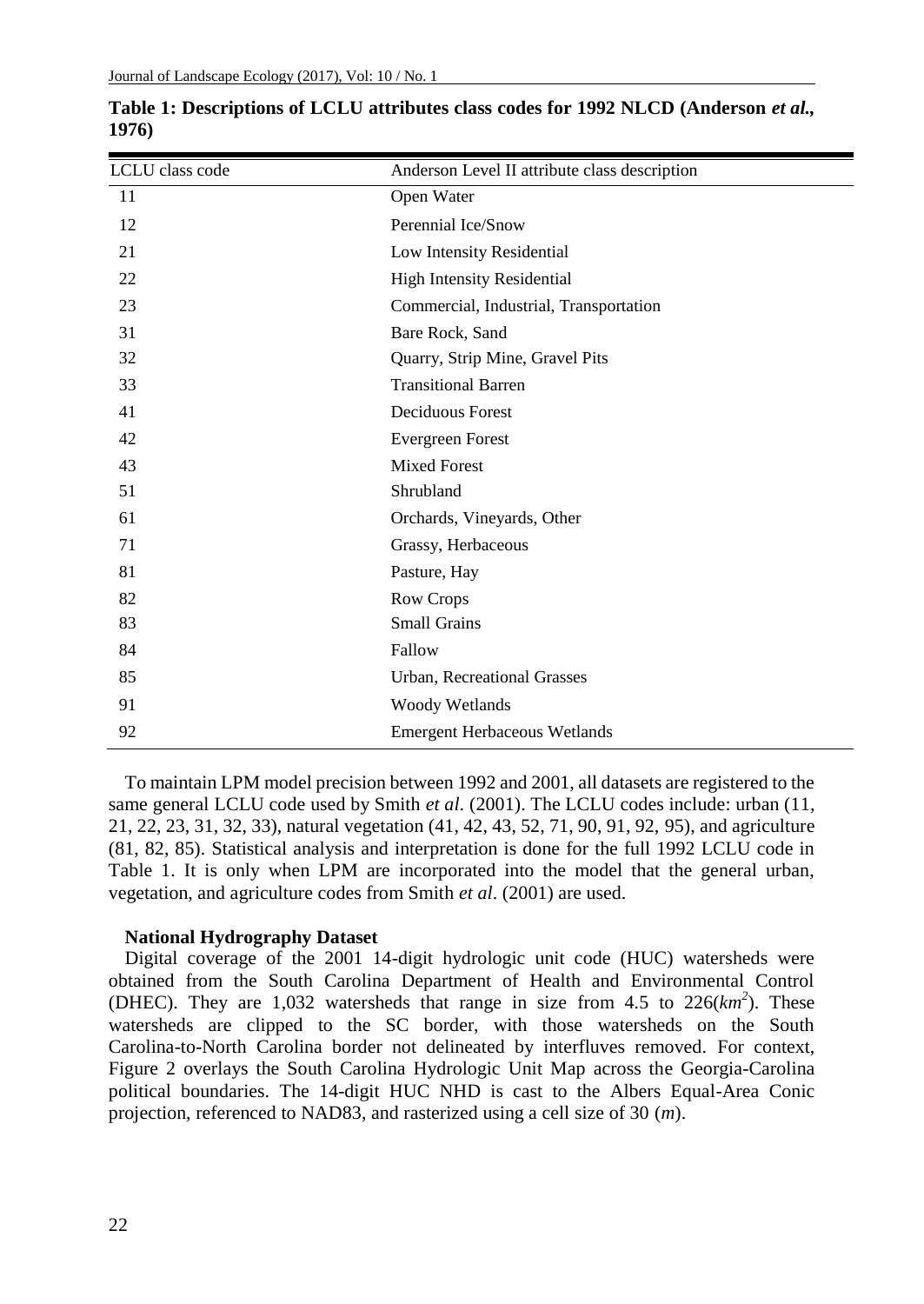**Table 1: Descriptions of LCLU attributes class codes for 1992 NLCD (Anderson *et al.*, 1976)**

| LCLU class code | Anderson Level II attribute class description |
|---|---|
| 11 | Open Water |
| 12 | Perennial Ice/Snow |
| 21 | Low Intensity Residential |
| 22 | High Intensity Residential |
| 23 | Commercial, Industrial, Transportation |
| 31 | Bare Rock, Sand |
| 32 | Quarry, Strip Mine, Gravel Pits |
| 33 | Transitional Barren |
| 41 | Deciduous Forest |
| 42 | Evergreen Forest |
| 43 | Mixed Forest |
| 51 | Shrubland |
| 61 | Orchards, Vineyards, Other |
| 71 | Grassy, Herbaceous |
| 81 | Pasture, Hay |
| 82 | Row Crops |
| 83 | Small Grains |
| 84 | Fallow |
| 85 | Urban, Recreational Grasses |
| 91 | Woody Wetlands |
| 92 | Emergent Herbaceous Wetlands |

To maintain LPM model precision between 1992 and 2001, all datasets are registered to the same general LCLU code used by Smith *et al*. (2001). The LCLU codes include: urban (11, 21, 22, 23, 31, 32, 33), natural vegetation (41, 42, 43, 52, 71, 90, 91, 92, 95), and agriculture (81, 82, 85). Statistical analysis and interpretation is done for the full 1992 LCLU code in Table 1. It is only when LPM are incorporated into the model that the general urban, vegetation, and agriculture codes from Smith *et al*. (2001) are used.

**National Hydrography Dataset**

Digital coverage of the 2001 14-digit hydrologic unit code (HUC) watersheds were obtained from the South Carolina Department of Health and Environmental Control (DHEC). They are 1,032 watersheds that range in size from 4.5 to 226($km^2$). These watersheds are clipped to the SC border, with those watersheds on the South Carolina-to-North Carolina border not delineated by interfluves removed. For context, Figure 2 overlays the South Carolina Hydrologic Unit Map across the Georgia-Carolina political boundaries. The 14-digit HUC NHD is cast to the Albers Equal-Area Conic projection, referenced to NAD83, and rasterized using a cell size of 30 ($m$).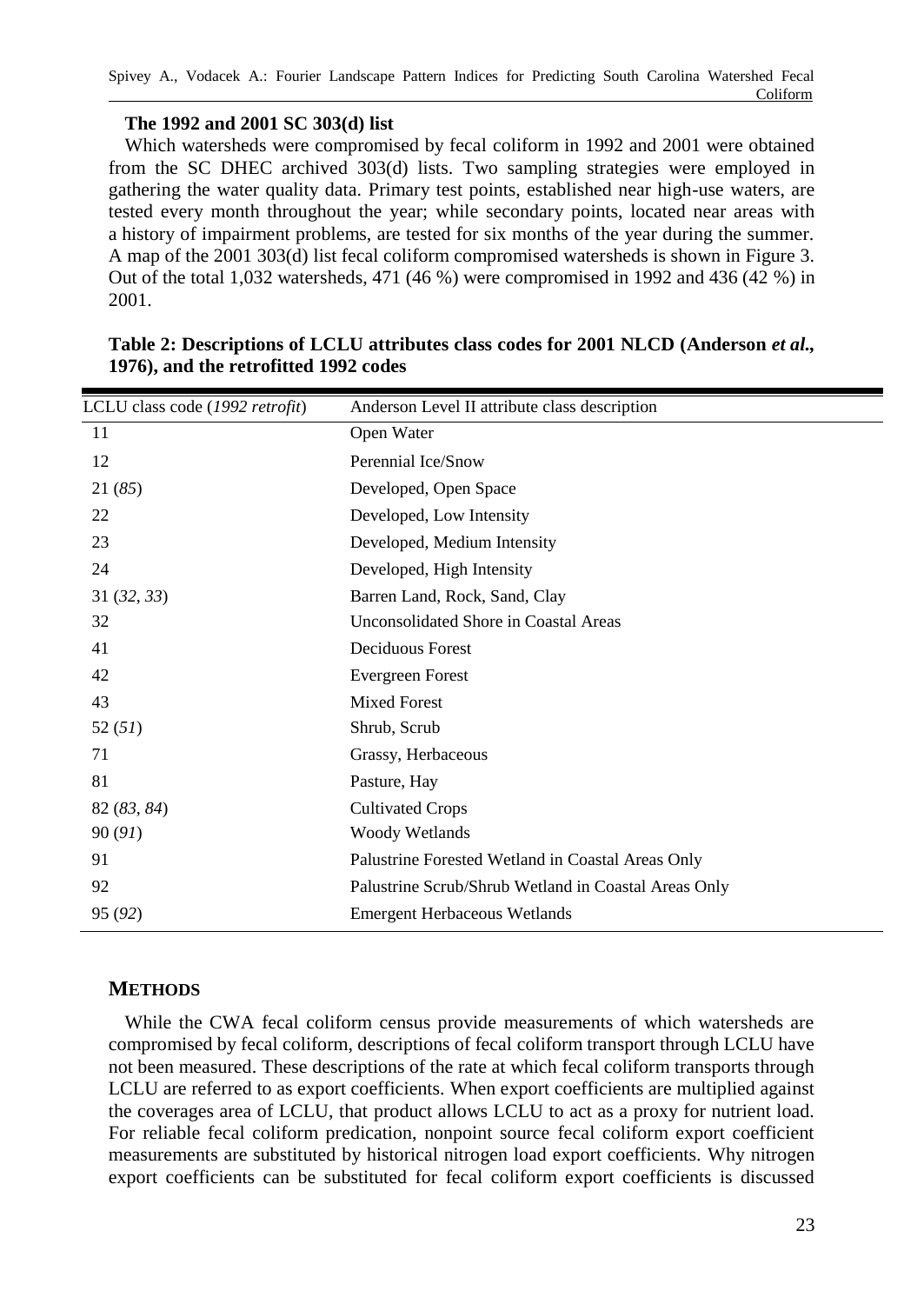### The 1992 and 2001 SC 303(d) list

Which watersheds were compromised by fecal coliform in 1992 and 2001 were obtained from the SC DHEC archived 303(d) lists. Two sampling strategies were employed in gathering the water quality data. Primary test points, established near high-use waters, are tested every month throughout the year; while secondary points, located near areas with a history of impairment problems, are tested for six months of the year during the summer. A map of the 2001 303(d) list fecal coliform compromised watersheds is shown in Figure 3. Out of the total 1,032 watersheds, 471 (46 %) were compromised in 1992 and 436 (42 %) in 2001.

**Table 2: Descriptions of LCLU attributes class codes for 2001 NLCD (Anderson *et al.*, 1976), and the retrofitted 1992 codes**

| LCLU class code (*1992 retrofit*) | Anderson Level II attribute class description |
|---|---|
| 11 | Open Water |
| 12 | Perennial Ice/Snow |
| 21 (*85*) | Developed, Open Space |
| 22 | Developed, Low Intensity |
| 23 | Developed, Medium Intensity |
| 24 | Developed, High Intensity |
| 31 (*32*, *33*) | Barren Land, Rock, Sand, Clay |
| 32 | Unconsolidated Shore in Coastal Areas |
| 41 | Deciduous Forest |
| 42 | Evergreen Forest |
| 43 | Mixed Forest |
| 52 (*51*) | Shrub, Scrub |
| 71 | Grassy, Herbaceous |
| 81 | Pasture, Hay |
| 82 (*83*, *84*) | Cultivated Crops |
| 90 (*91*) | Woody Wetlands |
| 91 | Palustrine Forested Wetland in Coastal Areas Only |
| 92 | Palustrine Scrub/Shrub Wetland in Coastal Areas Only |
| 95 (*92*) | Emergent Herbaceous Wetlands |

## METHODS

While the CWA fecal coliform census provide measurements of which watersheds are compromised by fecal coliform, descriptions of fecal coliform transport through LCLU have not been measured. These descriptions of the rate at which fecal coliform transports through LCLU are referred to as export coefficients. When export coefficients are multiplied against the coverages area of LCLU, that product allows LCLU to act as a proxy for nutrient load. For reliable fecal coliform predication, nonpoint source fecal coliform export coefficient measurements are substituted by historical nitrogen load export coefficients. Why nitrogen export coefficients can be substituted for fecal coliform export coefficients is discussed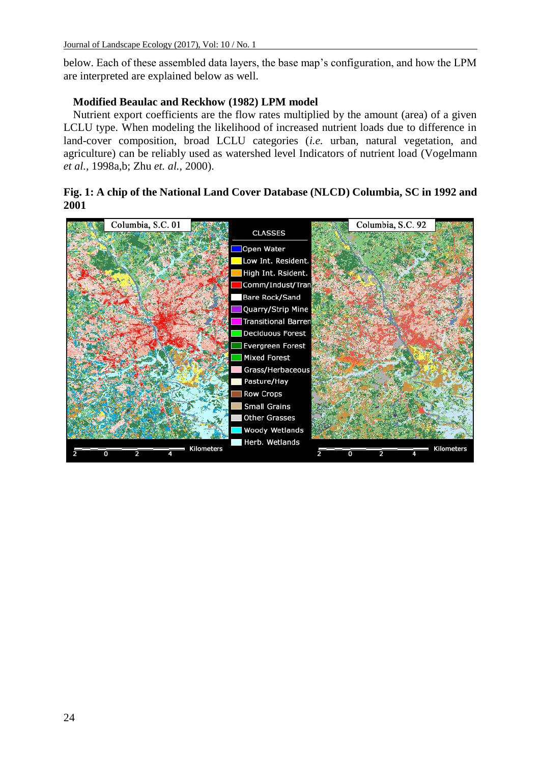below. Each of these assembled data layers, the base map's configuration, and how the LPM are interpreted are explained below as well.

**Modified Beaulac and Reckhow (1982) LPM model**

Nutrient export coefficients are the flow rates multiplied by the amount (area) of a given LCLU type. When modeling the likelihood of increased nutrient loads due to difference in land-cover composition, broad LCLU categories (*i.e.* urban, natural vegetation, and agriculture) can be reliably used as watershed level Indicators of nutrient load (Vogelmann *et al.*, 1998a,b; Zhu *et. al.*, 2000).

**Fig. 1: A chip of the National Land Cover Database (NLCD) Columbia, SC in 1992 and 2001**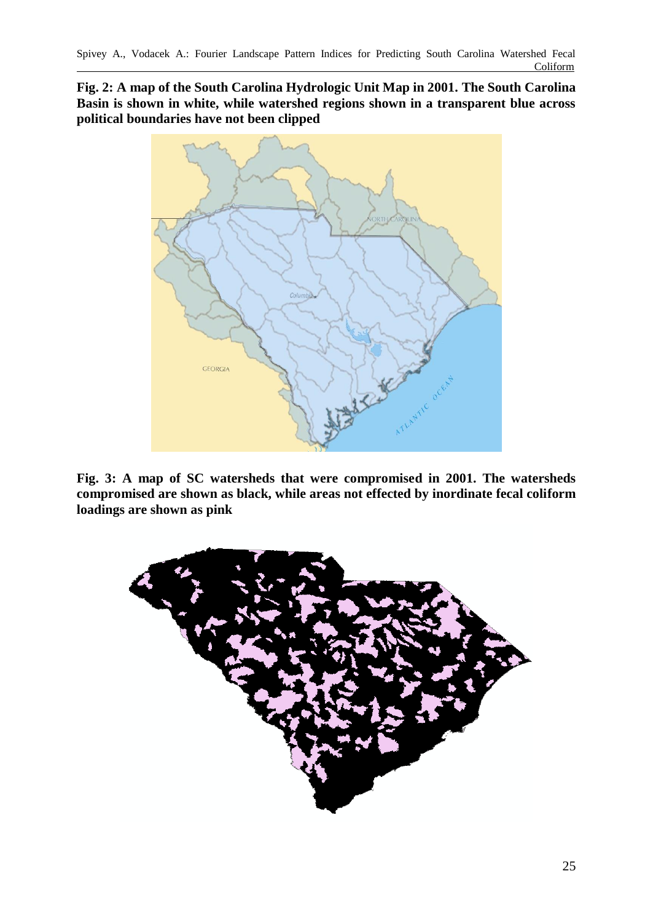**Fig. 2: A map of the South Carolina Hydrologic Unit Map in 2001. The South Carolina Basin is shown in white, while watershed regions shown in a transparent blue across political boundaries have not been clipped**

**Fig. 3: A map of SC watersheds that were compromised in 2001. The watersheds compromised are shown as black, while areas not effected by inordinate fecal coliform loadings are shown as pink**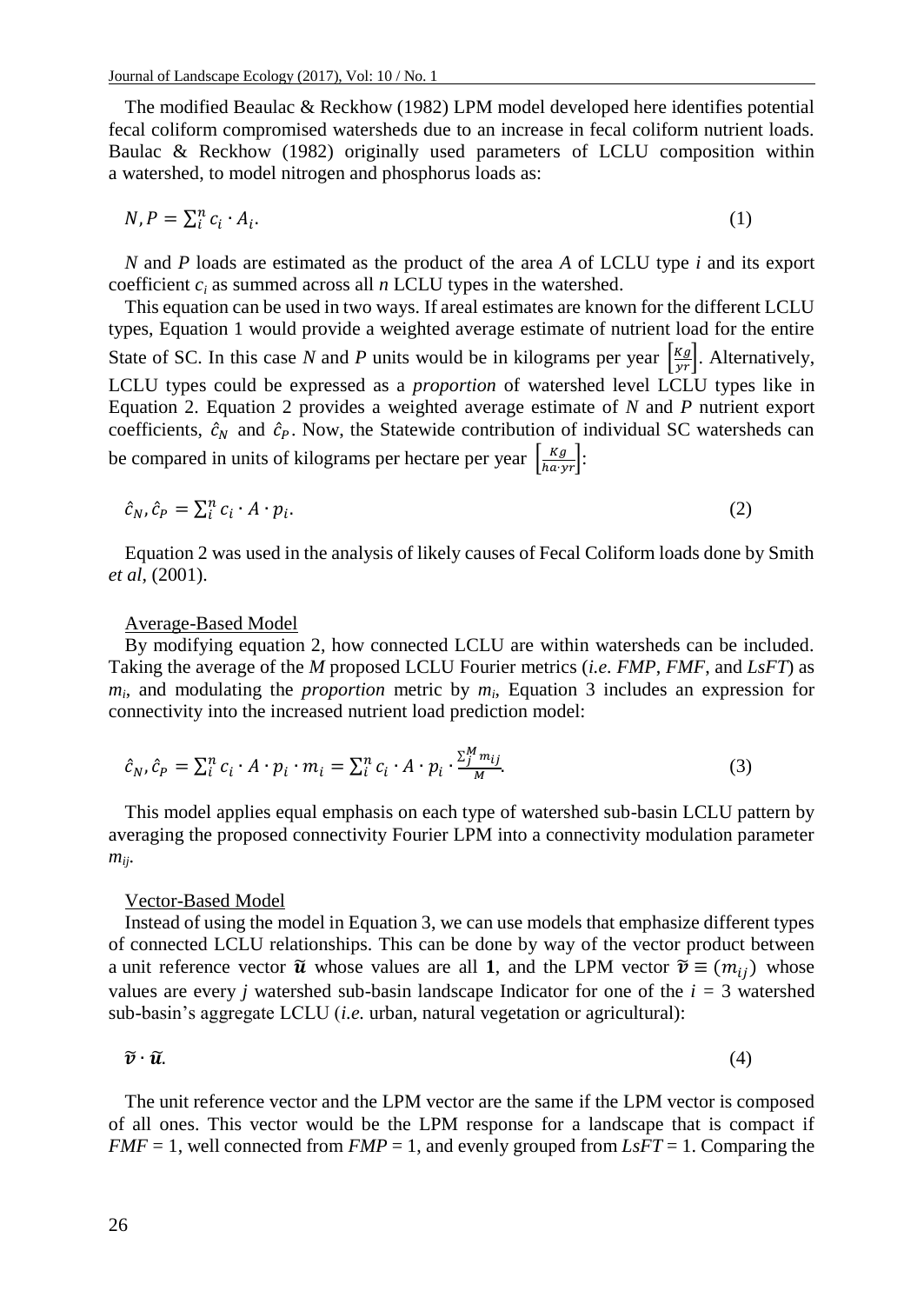The modified Beaulac & Reckhow (1982) LPM model developed here identifies potential fecal coliform compromised watersheds due to an increase in fecal coliform nutrient loads. Baulac & Reckhow (1982) originally used parameters of LCLU composition within a watershed, to model nitrogen and phosphorus loads as:

$$N, P = \sum_{i}^{n} c_i \cdot A_i. \tag{1}$$

$N$ and $P$ loads are estimated as the product of the area $A$ of LCLU type $i$ and its export coefficient $c_i$ as summed across all $n$ LCLU types in the watershed.

This equation can be used in two ways. If areal estimates are known for the different LCLU types, Equation 1 would provide a weighted average estimate of nutrient load for the entire State of SC. In this case $N$ and $P$ units would be in kilograms per year $\left[\frac{Kg}{yr}\right]$. Alternatively, LCLU types could be expressed as a *proportion* of watershed level LCLU types like in Equation 2. Equation 2 provides a weighted average estimate of $N$ and $P$ nutrient export coefficients, $\hat{c}_N$ and $\hat{c}_P$. Now, the Statewide contribution of individual SC watersheds can be compared in units of kilograms per hectare per year $\left[\frac{Kg}{ha \cdot yr}\right]$:

$$\hat{c}_N, \hat{c}_P = \sum_{i}^{n} c_i \cdot A \cdot p_i. \tag{2}$$

Equation 2 was used in the analysis of likely causes of Fecal Coliform loads done by Smith *et al*, (2001).

Average-Based Model

By modifying equation 2, how connected LCLU are within watersheds can be included. Taking the average of the $M$ proposed LCLU Fourier metrics (*i.e. FMP*, *FMF*, and *LsFT*) as $m_i$, and modulating the *proportion* metric by $m_i$, Equation 3 includes an expression for connectivity into the increased nutrient load prediction model:

$$\hat{c}_N, \hat{c}_P = \sum_{i}^{n} c_i \cdot A \cdot p_i \cdot m_i = \sum_{i}^{n} c_i \cdot A \cdot p_i \cdot \frac{\sum_{j}^{M} m_{ij}}{M}. \tag{3}$$

This model applies equal emphasis on each type of watershed sub-basin LCLU pattern by averaging the proposed connectivity Fourier LPM into a connectivity modulation parameter $m_{ij}$.

Vector-Based Model

Instead of using the model in Equation 3, we can use models that emphasize different types of connected LCLU relationships. This can be done by way of the vector product between a unit reference vector $\tilde{\boldsymbol{u}}$ whose values are all **1**, and the LPM vector $\tilde{\boldsymbol{v}} \equiv (m_{ij})$ whose values are every $j$ watershed sub-basin landscape Indicator for one of the $i = 3$ watershed sub-basin's aggregate LCLU (*i.e.* urban, natural vegetation or agricultural):

$$\tilde{\boldsymbol{v}} \cdot \tilde{\boldsymbol{u}}. \tag{4}$$

The unit reference vector and the LPM vector are the same if the LPM vector is composed of all ones. This vector would be the LPM response for a landscape that is compact if *FMF* = 1, well connected from *FMP* = 1, and evenly grouped from *LsFT* = 1. Comparing the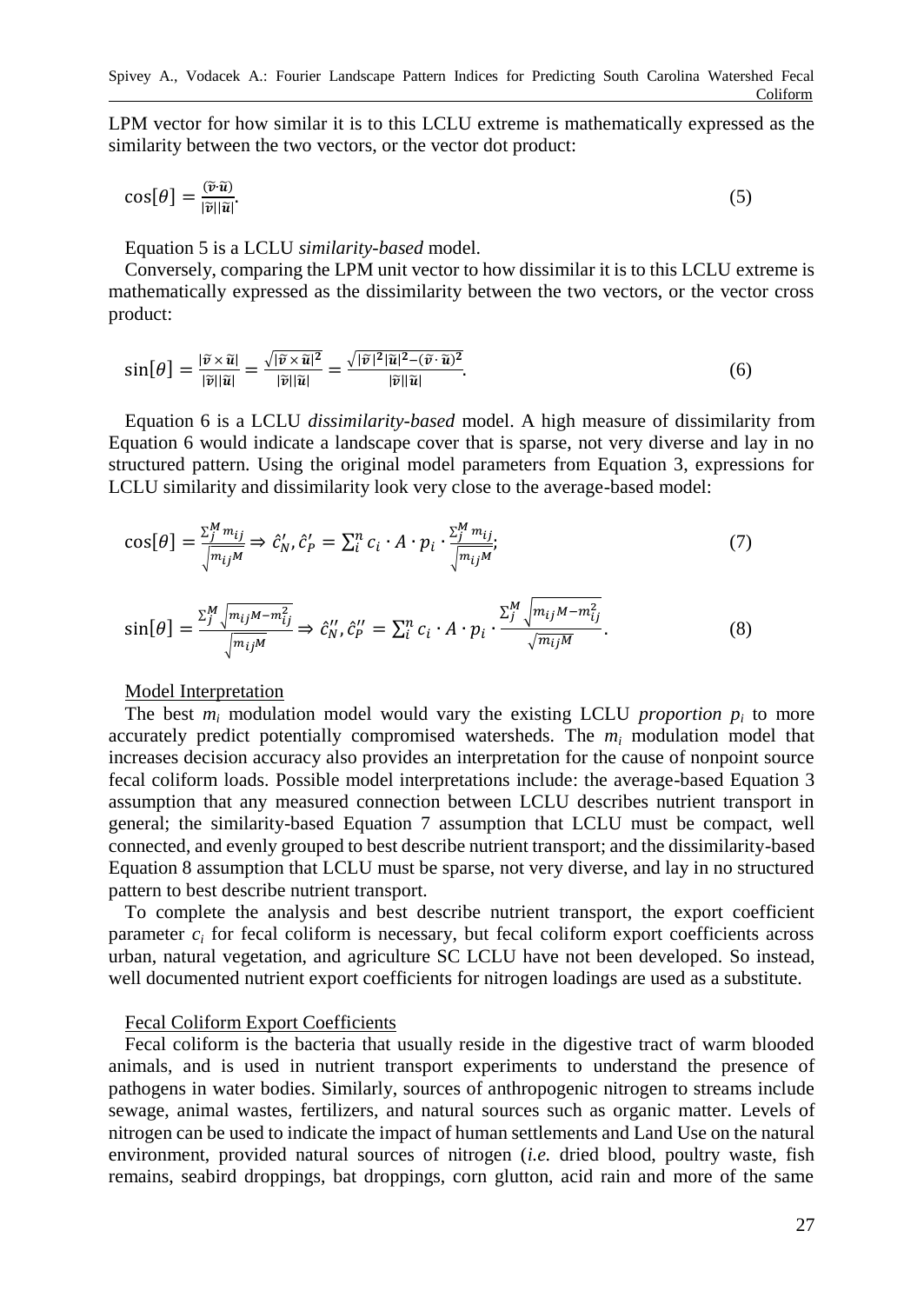LPM vector for how similar it is to this LCLU extreme is mathematically expressed as the similarity between the two vectors, or the vector dot product:

$$\cos[\theta] = \frac{(\tilde{\boldsymbol{v}} \cdot \tilde{\boldsymbol{u}})}{|\tilde{\boldsymbol{v}}||\tilde{\boldsymbol{u}}|}. \tag{5}$$

Equation 5 is a LCLU *similarity-based* model.

Conversely, comparing the LPM unit vector to how dissimilar it is to this LCLU extreme is mathematically expressed as the dissimilarity between the two vectors, or the vector cross product:

$$\sin[\theta] = \frac{|\tilde{\boldsymbol{v}} \times \tilde{\boldsymbol{u}}|}{|\tilde{\boldsymbol{v}}||\tilde{\boldsymbol{u}}|} = \frac{\sqrt{|\tilde{\boldsymbol{v}} \times \tilde{\boldsymbol{u}}|^2}}{|\tilde{\boldsymbol{v}}||\tilde{\boldsymbol{u}}|} = \frac{\sqrt{|\tilde{\boldsymbol{v}}|^2 |\tilde{\boldsymbol{u}}|^2 - (\tilde{\boldsymbol{v}} \cdot \tilde{\boldsymbol{u}})^2}}{|\tilde{\boldsymbol{v}}||\tilde{\boldsymbol{u}}|}. \tag{6}$$

Equation 6 is a LCLU *dissimilarity-based* model. A high measure of dissimilarity from Equation 6 would indicate a landscape cover that is sparse, not very diverse and lay in no structured pattern. Using the original model parameters from Equation 3, expressions for LCLU similarity and dissimilarity look very close to the average-based model:

$$\cos[\theta] = \frac{\sum_j^M m_{ij}}{\sqrt{m_{ij} M}} \Rightarrow \hat{c}'_N, \hat{c}'_P = \sum_i^n c_i \cdot A \cdot p_i \cdot \frac{\sum_j^M m_{ij}}{\sqrt{m_{ij} M}}; \tag{7}$$

$$\sin[\theta] = \frac{\sum_j^M \sqrt{m_{ij} M - m_{ij}^2}}{\sqrt{m_{ij} M}} \Rightarrow \hat{c}''_N, \hat{c}''_P = \sum_i^n c_i \cdot A \cdot p_i \cdot \frac{\sum_j^M \sqrt{m_{ij} M - m_{ij}^2}}{\sqrt{m_{ij} M}}. \tag{8}$$

Model Interpretation

The best $m_i$ modulation model would vary the existing LCLU *proportion* $p_i$ to more accurately predict potentially compromised watersheds. The $m_i$ modulation model that increases decision accuracy also provides an interpretation for the cause of nonpoint source fecal coliform loads. Possible model interpretations include: the average-based Equation 3 assumption that any measured connection between LCLU describes nutrient transport in general; the similarity-based Equation 7 assumption that LCLU must be compact, well connected, and evenly grouped to best describe nutrient transport; and the dissimilarity-based Equation 8 assumption that LCLU must be sparse, not very diverse, and lay in no structured pattern to best describe nutrient transport.

To complete the analysis and best describe nutrient transport, the export coefficient parameter $c_i$ for fecal coliform is necessary, but fecal coliform export coefficients across urban, natural vegetation, and agriculture SC LCLU have not been developed. So instead, well documented nutrient export coefficients for nitrogen loadings are used as a substitute.

Fecal Coliform Export Coefficients

Fecal coliform is the bacteria that usually reside in the digestive tract of warm blooded animals, and is used in nutrient transport experiments to understand the presence of pathogens in water bodies. Similarly, sources of anthropogenic nitrogen to streams include sewage, animal wastes, fertilizers, and natural sources such as organic matter. Levels of nitrogen can be used to indicate the impact of human settlements and Land Use on the natural environment, provided natural sources of nitrogen (*i.e.* dried blood, poultry waste, fish remains, seabird droppings, bat droppings, corn glutton, acid rain and more of the same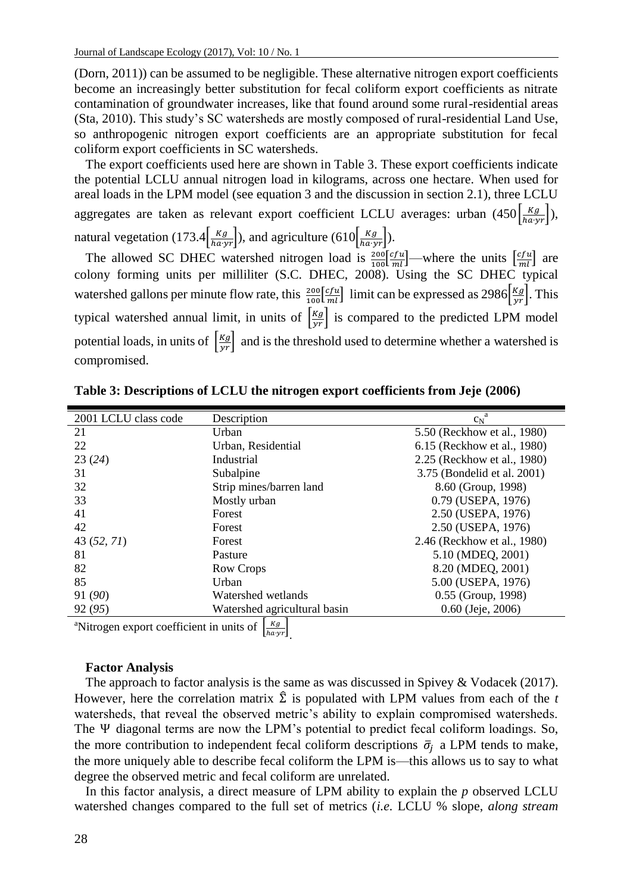(Dorn, 2011)) can be assumed to be negligible. These alternative nitrogen export coefficients become an increasingly better substitution for fecal coliform export coefficients as nitrate contamination of groundwater increases, like that found around some rural-residential areas (Sta, 2010). This study's SC watersheds are mostly composed of rural-residential Land Use, so anthropogenic nitrogen export coefficients are an appropriate substitution for fecal coliform export coefficients in SC watersheds.

The export coefficients used here are shown in Table 3. These export coefficients indicate the potential LCLU annual nitrogen load in kilograms, across one hectare. When used for areal loads in the LPM model (see equation 3 and the discussion in section 2.1), three LCLU aggregates are taken as relevant export coefficient LCLU averages: urban ($450\left[\frac{Kg}{ha\cdot yr}\right]$), natural vegetation ($173.4\left[\frac{Kg}{ha\cdot yr}\right]$), and agriculture ($610\left[\frac{Kg}{ha\cdot yr}\right]$).

The allowed SC DHEC watershed nitrogen load is $\frac{200}{100}\left[\frac{cfu}{ml}\right]$—where the units $\left[\frac{cfu}{ml}\right]$ are colony forming units per milliliter (S.C. DHEC, 2008). Using the SC DHEC typical watershed gallons per minute flow rate, this $\frac{200}{100}\left[\frac{cfu}{ml}\right]$ limit can be expressed as $2986\left[\frac{Kg}{yr}\right]$. This typical watershed annual limit, in units of $\left[\frac{Kg}{yr}\right]$ is compared to the predicted LPM model potential loads, in units of $\left[\frac{Kg}{yr}\right]$ and is the threshold used to determine whether a watershed is compromised.

**Table 3: Descriptions of LCLU the nitrogen export coefficients from Jeje (2006)**

| 2001 LCLU class code | Description | $c_N$[a] |
|---|---|---|
| 21 | Urban | 5.50 (Reckhow et al., 1980) |
| 22 | Urban, Residential | 6.15 (Reckhow et al., 1980) |
| 23 (*24*) | Industrial | 2.25 (Reckhow et al., 1980) |
| 31 | Subalpine | 3.75 (Bondelid et al. 2001) |
| 32 | Strip mines/barren land | 8.60 (Group, 1998) |
| 33 | Mostly urban | 0.79 (USEPA, 1976) |
| 41 | Forest | 2.50 (USEPA, 1976) |
| 42 | Forest | 2.50 (USEPA, 1976) |
| 43 (*52, 71*) | Forest | 2.46 (Reckhow et al., 1980) |
| 81 | Pasture | 5.10 (MDEQ, 2001) |
| 82 | Row Crops | 8.20 (MDEQ, 2001) |
| 85 | Urban | 5.00 (USEPA, 1976) |
| 91 (*90*) | Watershed wetlands | 0.55 (Group, 1998) |
| 92 (*95*) | Watershed agricultural basin | 0.60 (Jeje, 2006) |

[a]Nitrogen export coefficient in units of $\left[\frac{Kg}{ha\cdot yr}\right]$.

**Factor Analysis**

The approach to factor analysis is the same as was discussed in Spivey & Vodacek (2017). However, here the correlation matrix $\hat{\Sigma}$ is populated with LPM values from each of the *t* watersheds, that reveal the observed metric's ability to explain compromised watersheds. The $\Psi$ diagonal terms are now the LPM's potential to predict fecal coliform loadings. So, the more contribution to independent fecal coliform descriptions $\bar{\sigma}_j$ a LPM tends to make, the more uniquely able to describe fecal coliform the LPM is—this allows us to say to what degree the observed metric and fecal coliform are unrelated.

In this factor analysis, a direct measure of LPM ability to explain the *p* observed LCLU watershed changes compared to the full set of metrics (*i.e.* LCLU % slope, *along stream*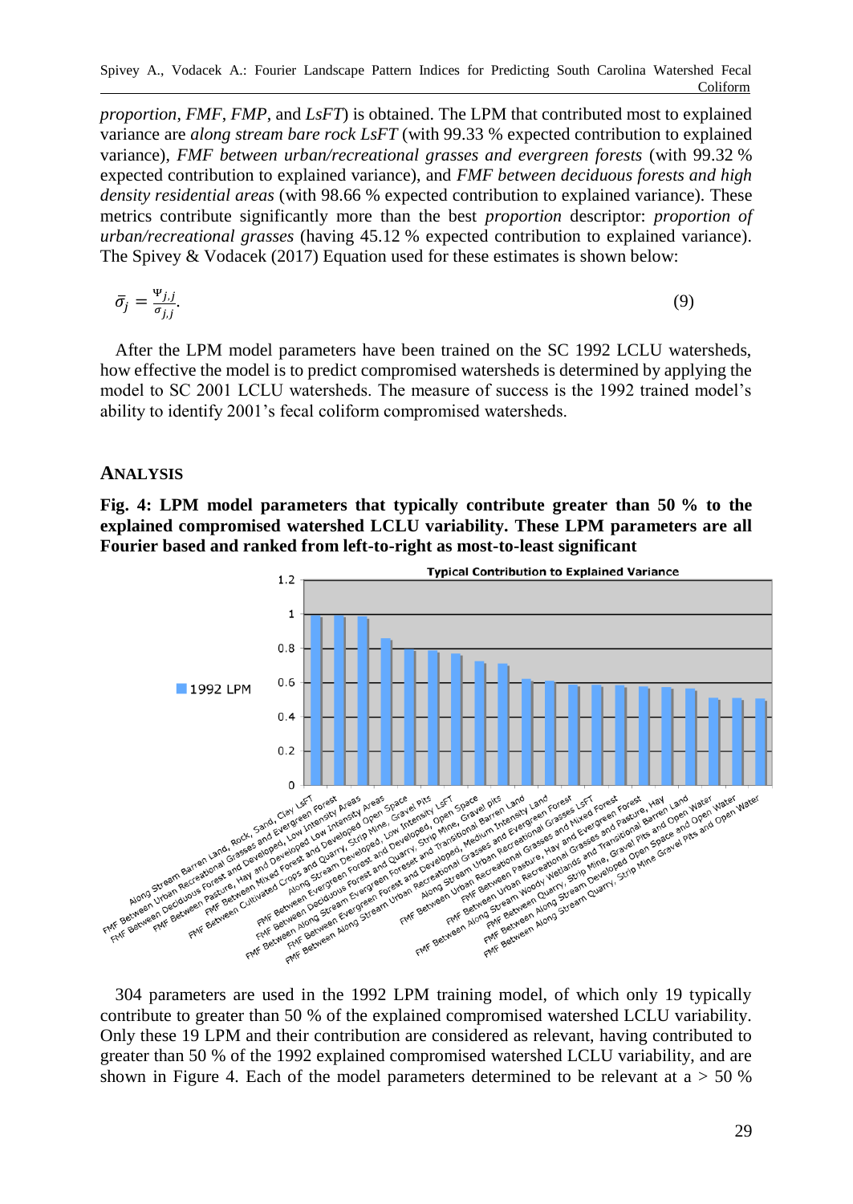*proportion*, *FMF*, *FMP*, and *LsFT*) is obtained. The LPM that contributed most to explained variance are *along stream bare rock LsFT* (with 99.33 % expected contribution to explained variance), *FMF between urban/recreational grasses and evergreen forests* (with 99.32 % expected contribution to explained variance), and *FMF between deciduous forests and high density residential areas* (with 98.66 % expected contribution to explained variance). These metrics contribute significantly more than the best *proportion* descriptor: *proportion of urban/recreational grasses* (having 45.12 % expected contribution to explained variance). The Spivey & Vodacek (2017) Equation used for these estimates is shown below:

$$\bar{\sigma}_j = \frac{\Psi_{j,j}}{\sigma_{j,j}}. \tag{9}$$

After the LPM model parameters have been trained on the SC 1992 LCLU watersheds, how effective the model is to predict compromised watersheds is determined by applying the model to SC 2001 LCLU watersheds. The measure of success is the 1992 trained model's ability to identify 2001's fecal coliform compromised watersheds.

## ANALYSIS

**Fig. 4: LPM model parameters that typically contribute greater than 50 % to the explained compromised watershed LCLU variability. These LPM parameters are all Fourier based and ranked from left-to-right as most-to-least significant**

304 parameters are used in the 1992 LPM training model, of which only 19 typically contribute to greater than 50 % of the explained compromised watershed LCLU variability. Only these 19 LPM and their contribution are considered as relevant, having contributed to greater than 50 % of the 1992 explained compromised watershed LCLU variability, and are shown in Figure 4. Each of the model parameters determined to be relevant at a > 50 %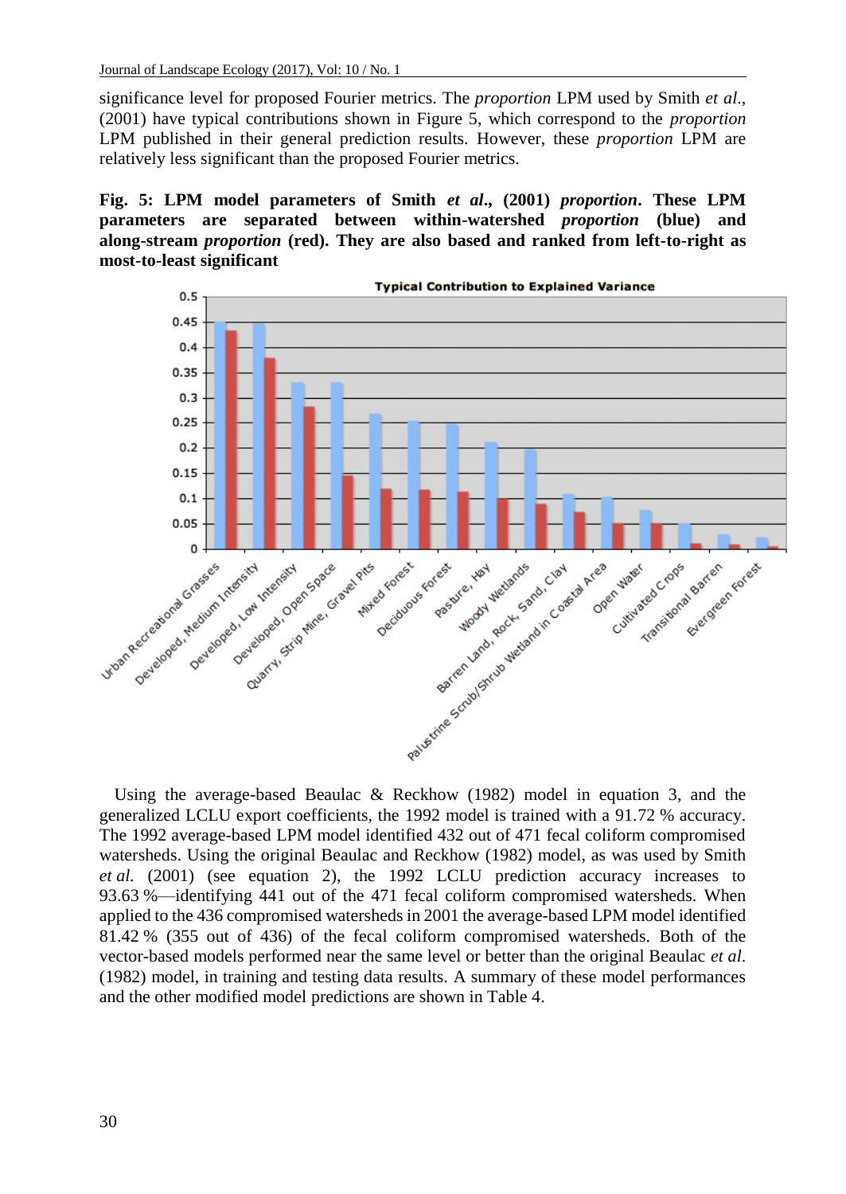significance level for proposed Fourier metrics. The *proportion* LPM used by Smith *et al*., (2001) have typical contributions shown in Figure 5, which correspond to the *proportion* LPM published in their general prediction results. However, these *proportion* LPM are relatively less significant than the proposed Fourier metrics.

**Fig. 5: LPM model parameters of Smith *et al*., (2001) *proportion*. These LPM parameters are separated between within-watershed *proportion* (blue) and along-stream *proportion* (red). They are also based and ranked from left-to-right as most-to-least significant**

Using the average-based Beaulac & Reckhow (1982) model in equation 3, and the generalized LCLU export coefficients, the 1992 model is trained with a 91.72 % accuracy. The 1992 average-based LPM model identified 432 out of 471 fecal coliform compromised watersheds. Using the original Beaulac and Reckhow (1982) model, as was used by Smith *et al*. (2001) (see equation 2), the 1992 LCLU prediction accuracy increases to 93.63 %—identifying 441 out of the 471 fecal coliform compromised watersheds. When applied to the 436 compromised watersheds in 2001 the average-based LPM model identified 81.42 % (355 out of 436) of the fecal coliform compromised watersheds. Both of the vector-based models performed near the same level or better than the original Beaulac *et al*. (1982) model, in training and testing data results. A summary of these model performances and the other modified model predictions are shown in Table 4.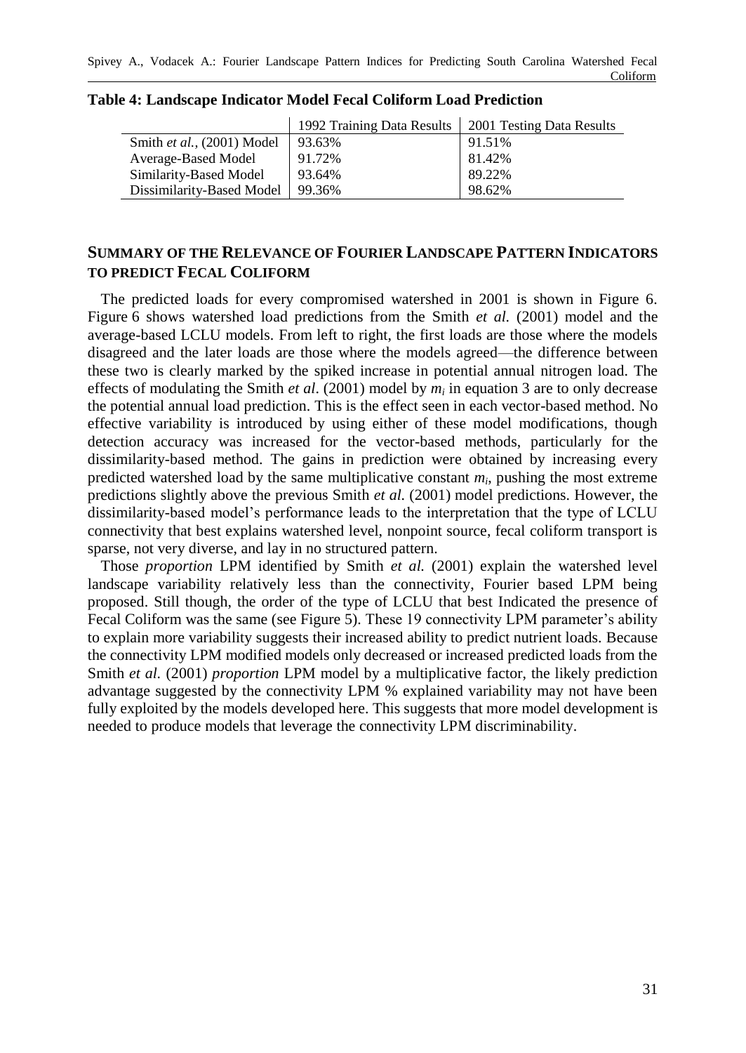**Table 4: Landscape Indicator Model Fecal Coliform Load Prediction**

| | 1992 Training Data Results | 2001 Testing Data Results |
|---|---|---|
| Smith *et al.*, (2001) Model | 93.63% | 91.51% |
| Average-Based Model | 91.72% | 81.42% |
| Similarity-Based Model | 93.64% | 89.22% |
| Dissimilarity-Based Model | 99.36% | 98.62% |

## SUMMARY OF THE RELEVANCE OF FOURIER LANDSCAPE PATTERN INDICATORS TO PREDICT FECAL COLIFORM

The predicted loads for every compromised watershed in 2001 is shown in Figure 6. Figure 6 shows watershed load predictions from the Smith *et al.* (2001) model and the average-based LCLU models. From left to right, the first loads are those where the models disagreed and the later loads are those where the models agreed—the difference between these two is clearly marked by the spiked increase in potential annual nitrogen load. The effects of modulating the Smith *et al*. (2001) model by $m_i$ in equation 3 are to only decrease the potential annual load prediction. This is the effect seen in each vector-based method. No effective variability is introduced by using either of these model modifications, though detection accuracy was increased for the vector-based methods, particularly for the dissimilarity-based method. The gains in prediction were obtained by increasing every predicted watershed load by the same multiplicative constant $m_i$, pushing the most extreme predictions slightly above the previous Smith *et al.* (2001) model predictions. However, the dissimilarity-based model's performance leads to the interpretation that the type of LCLU connectivity that best explains watershed level, nonpoint source, fecal coliform transport is sparse, not very diverse, and lay in no structured pattern.

Those *proportion* LPM identified by Smith *et al.* (2001) explain the watershed level landscape variability relatively less than the connectivity, Fourier based LPM being proposed. Still though, the order of the type of LCLU that best Indicated the presence of Fecal Coliform was the same (see Figure 5). These 19 connectivity LPM parameter's ability to explain more variability suggests their increased ability to predict nutrient loads. Because the connectivity LPM modified models only decreased or increased predicted loads from the Smith *et al.* (2001) *proportion* LPM model by a multiplicative factor, the likely prediction advantage suggested by the connectivity LPM % explained variability may not have been fully exploited by the models developed here. This suggests that more model development is needed to produce models that leverage the connectivity LPM discriminability.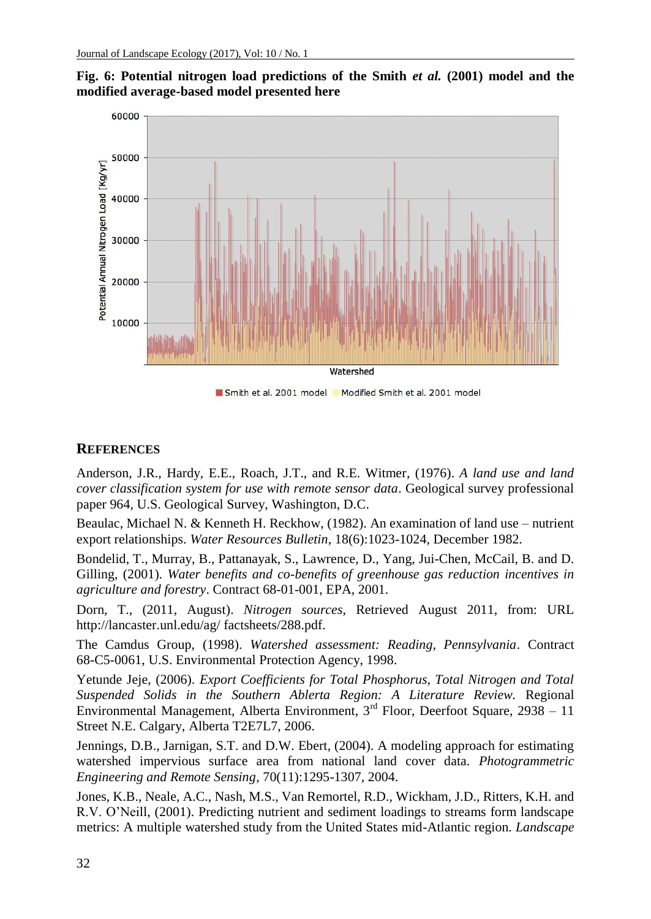**Fig. 6: Potential nitrogen load predictions of the Smith *et al.* (2001) model and the modified average-based model presented here**

## REFERENCES

Anderson, J.R., Hardy, E.E., Roach, J.T., and R.E. Witmer, (1976). *A land use and land cover classification system for use with remote sensor data*. Geological survey professional paper 964, U.S. Geological Survey, Washington, D.C.

Beaulac, Michael N. & Kenneth H. Reckhow, (1982). An examination of land use – nutrient export relationships. *Water Resources Bulletin*, 18(6):1023-1024, December 1982.

Bondelid, T., Murray, B., Pattanayak, S., Lawrence, D., Yang, Jui-Chen, McCail, B. and D. Gilling, (2001). *Water benefits and co-benefits of greenhouse gas reduction incentives in agriculture and forestry*. Contract 68-01-001, EPA, 2001.

Dorn, T., (2011, August). *Nitrogen sources*, Retrieved August 2011, from: URL http://lancaster.unl.edu/ag/ factsheets/288.pdf.

The Camdus Group, (1998). *Watershed assessment: Reading, Pennsylvania*. Contract 68-C5-0061, U.S. Environmental Protection Agency, 1998.

Yetunde Jeje, (2006). *Export Coefficients for Total Phosphorus, Total Nitrogen and Total Suspended Solids in the Southern Ablerta Region: A Literature Review.* Regional Environmental Management, Alberta Environment, 3rd Floor, Deerfoot Square, 2938 – 11 Street N.E. Calgary, Alberta T2E7L7, 2006.

Jennings, D.B., Jarnigan, S.T. and D.W. Ebert, (2004). A modeling approach for estimating watershed impervious surface area from national land cover data. *Photogrammetric Engineering and Remote Sensing*, 70(11):1295-1307, 2004.

Jones, K.B., Neale, A.C., Nash, M.S., Van Remortel, R.D., Wickham, J.D., Ritters, K.H. and R.V. O'Neill, (2001). Predicting nutrient and sediment loadings to streams form landscape metrics: A multiple watershed study from the United States mid-Atlantic region. *Landscape*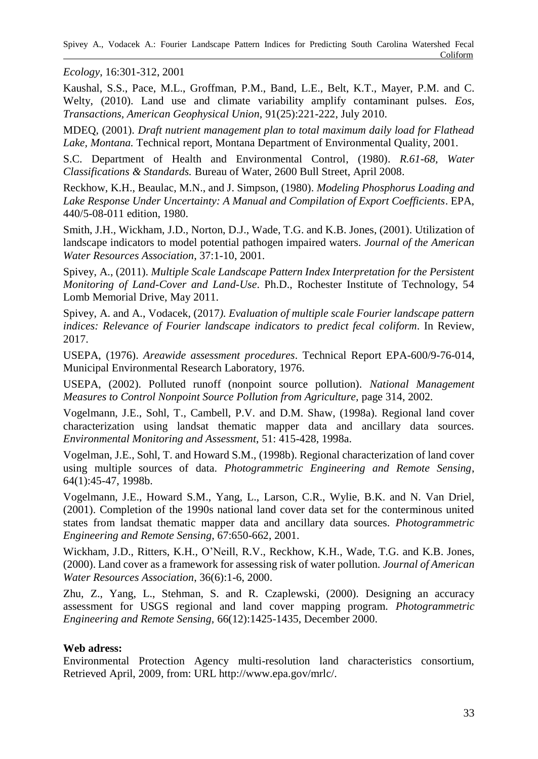*Ecology*, 16:301-312, 2001

Kaushal, S.S., Pace, M.L., Groffman, P.M., Band, L.E., Belt, K.T., Mayer, P.M. and C. Welty, (2010). Land use and climate variability amplify contaminant pulses. *Eos, Transactions, American Geophysical Union*, 91(25):221-222, July 2010.

MDEQ, (2001). *Draft nutrient management plan to total maximum daily load for Flathead Lake, Montana.* Technical report, Montana Department of Environmental Quality, 2001.

S.C. Department of Health and Environmental Control, (1980). *R.61-68, Water Classifications & Standards.* Bureau of Water, 2600 Bull Street, April 2008.

Reckhow, K.H., Beaulac, M.N., and J. Simpson, (1980). *Modeling Phosphorus Loading and Lake Response Under Uncertainty: A Manual and Compilation of Export Coefficients*. EPA, 440/5-08-011 edition, 1980.

Smith, J.H., Wickham, J.D., Norton, D.J., Wade, T.G. and K.B. Jones, (2001). Utilization of landscape indicators to model potential pathogen impaired waters. *Journal of the American Water Resources Association*, 37:1-10, 2001.

Spivey, A., (2011). *Multiple Scale Landscape Pattern Index Interpretation for the Persistent Monitoring of Land-Cover and Land-Use*. Ph.D., Rochester Institute of Technology, 54 Lomb Memorial Drive, May 2011.

Spivey, A. and A., Vodacek, (2017*). Evaluation of multiple scale Fourier landscape pattern indices: Relevance of Fourier landscape indicators to predict fecal coliform*. In Review, 2017.

USEPA, (1976). *Areawide assessment procedures*. Technical Report EPA-600/9-76-014, Municipal Environmental Research Laboratory, 1976.

USEPA, (2002). Polluted runoff (nonpoint source pollution). *National Management Measures to Control Nonpoint Source Pollution from Agriculture*, page 314, 2002.

Vogelmann, J.E., Sohl, T., Cambell, P.V. and D.M. Shaw, (1998a). Regional land cover characterization using landsat thematic mapper data and ancillary data sources. *Environmental Monitoring and Assessment*, 51: 415-428, 1998a.

Vogelman, J.E., Sohl, T. and Howard S.M., (1998b). Regional characterization of land cover using multiple sources of data. *Photogrammetric Engineering and Remote Sensing*, 64(1):45-47, 1998b.

Vogelmann, J.E., Howard S.M., Yang, L., Larson, C.R., Wylie, B.K. and N. Van Driel, (2001). Completion of the 1990s national land cover data set for the conterminous united states from landsat thematic mapper data and ancillary data sources. *Photogrammetric Engineering and Remote Sensing*, 67:650-662, 2001.

Wickham, J.D., Ritters, K.H., O'Neill, R.V., Reckhow, K.H., Wade, T.G. and K.B. Jones, (2000). Land cover as a framework for assessing risk of water pollution. *Journal of American Water Resources Association*, 36(6):1-6, 2000.

Zhu, Z., Yang, L., Stehman, S. and R. Czaplewski, (2000). Designing an accuracy assessment for USGS regional and land cover mapping program. *Photogrammetric Engineering and Remote Sensing*, 66(12):1425-1435, December 2000.

**Web adress:**

Environmental Protection Agency multi-resolution land characteristics consortium, Retrieved April, 2009, from: URL http://www.epa.gov/mrlc/.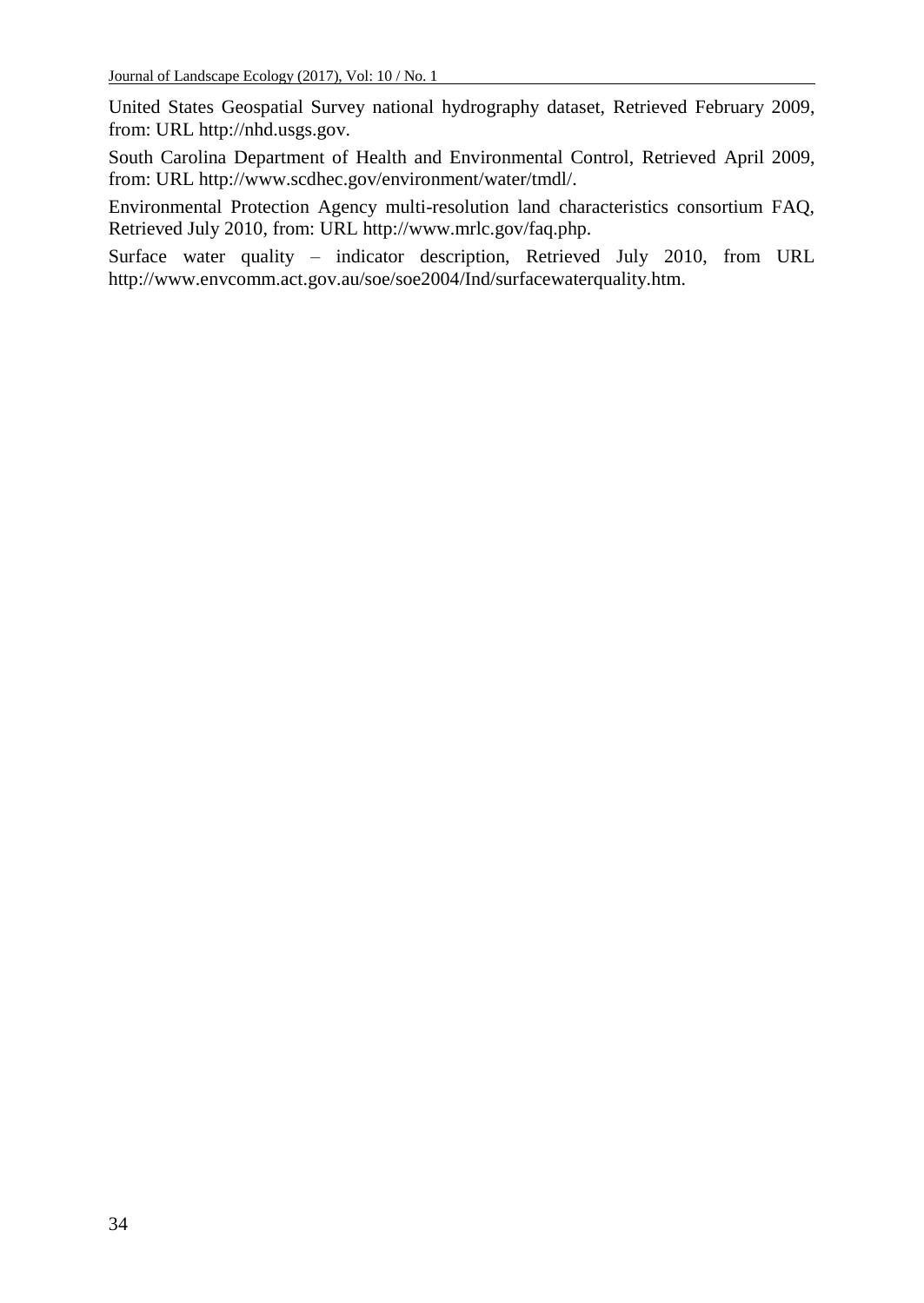United States Geospatial Survey national hydrography dataset, Retrieved February 2009, from: URL http://nhd.usgs.gov.

South Carolina Department of Health and Environmental Control, Retrieved April 2009, from: URL http://www.scdhec.gov/environment/water/tmdl/.

Environmental Protection Agency multi-resolution land characteristics consortium FAQ, Retrieved July 2010, from: URL http://www.mrlc.gov/faq.php.

Surface water quality – indicator description, Retrieved July 2010, from URL http://www.envcomm.act.gov.au/soe/soe2004/Ind/surfacewaterquality.htm.